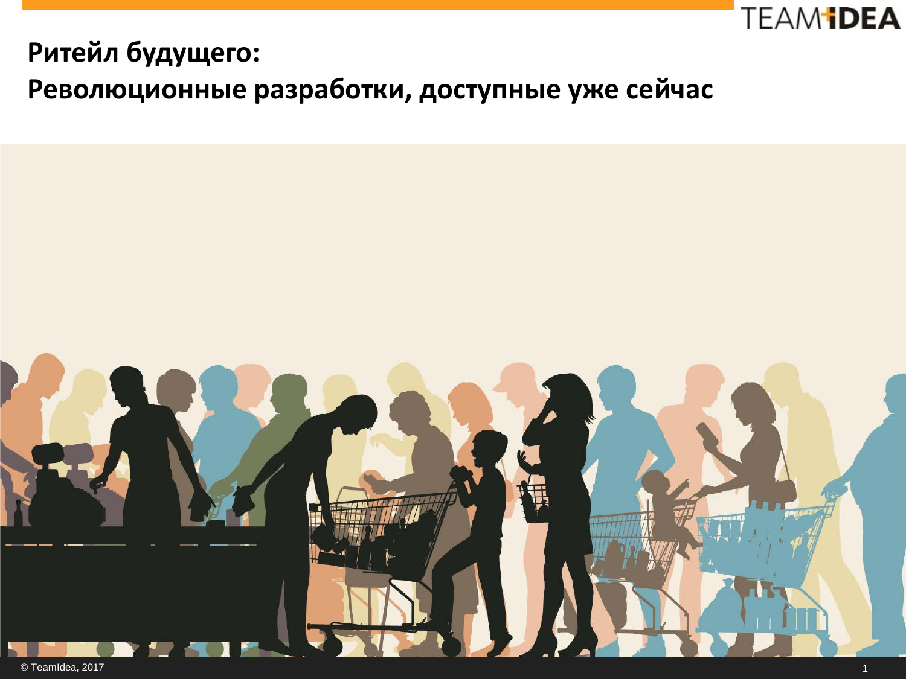# Ритейл будущего:
# Революционные разработки, доступные уже сейчас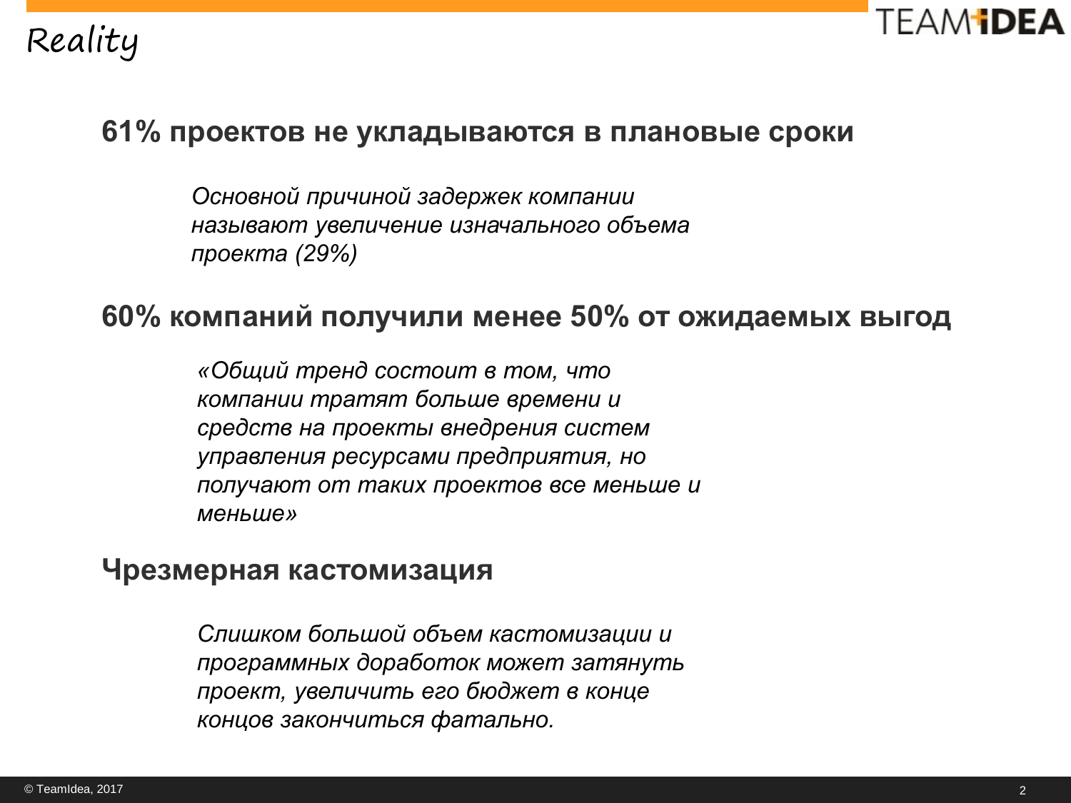# Reality

## 61% проектов не укладываются в плановые сроки

*Основной причиной задержек компании называют увеличение изначального объема проекта (29%)*

## 60% компаний получили менее 50% от ожидаемых выгод

*«Общий тренд состоит в том, что компании тратят больше времени и средств на проекты внедрения систем управления ресурсами предприятия, но получают от таких проектов все меньше и меньше»*

## Чрезмерная кастомизация

*Слишком большой объем кастомизации и программных доработок может затянуть проект, увеличить его бюджет в конце концов закончиться фатально.*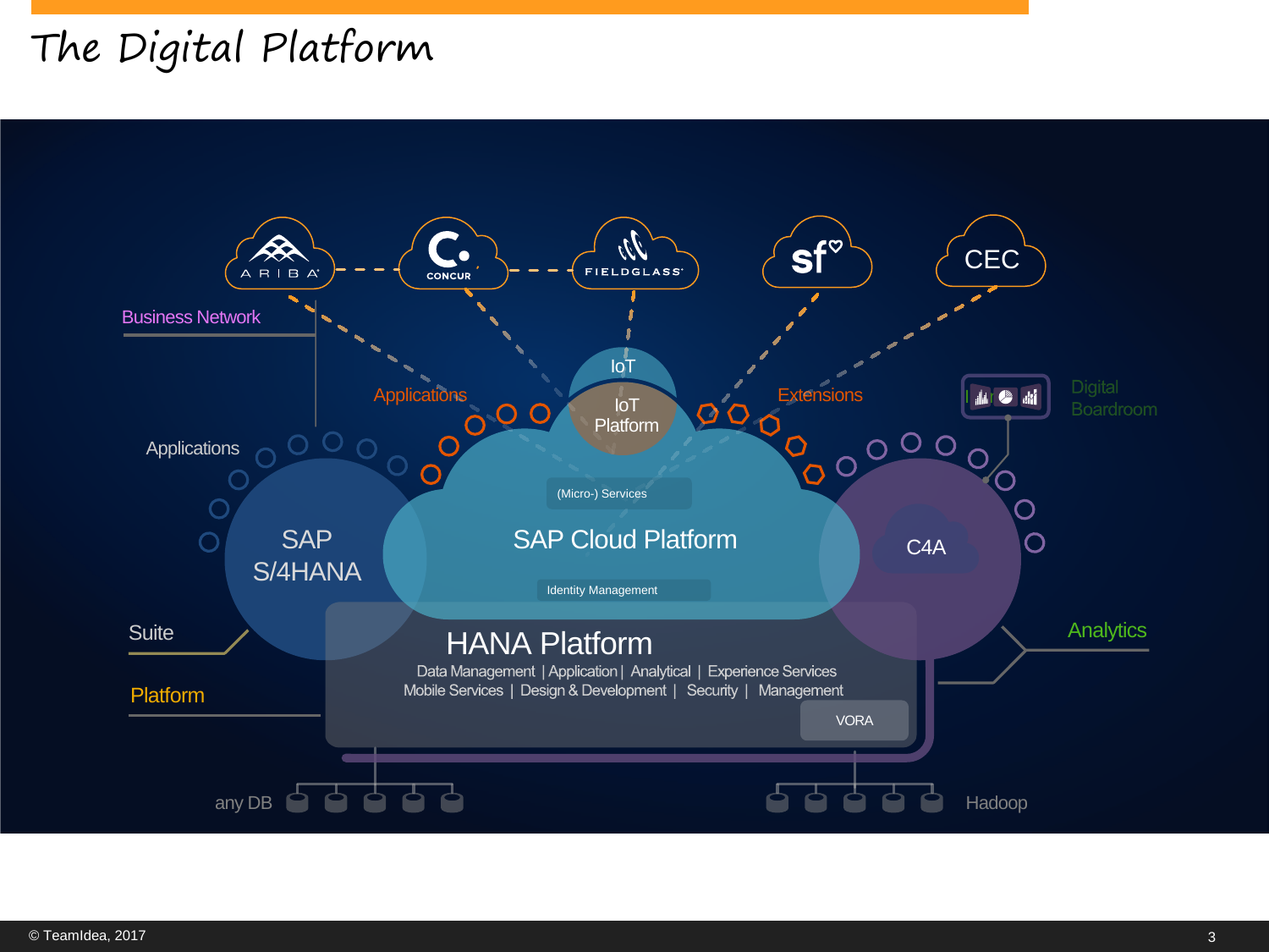# The Digital Platform

ARIBA

CONCUR

FIELDGLASS

sf

CEC

Business Network

Applications

IoT

IoT Platform

Extensions

Digital Boardroom

Applications

SAP S/4HANA

(Micro-) Services

SAP Cloud Platform

Identity Management

C4A

Suite

HANA Platform

Data Management | Application | Analytical | Experience Services
Mobile Services | Design & Development | Security | Management

VORA

Analytics

Platform

any DB

Hadoop

© TeamIdea, 2017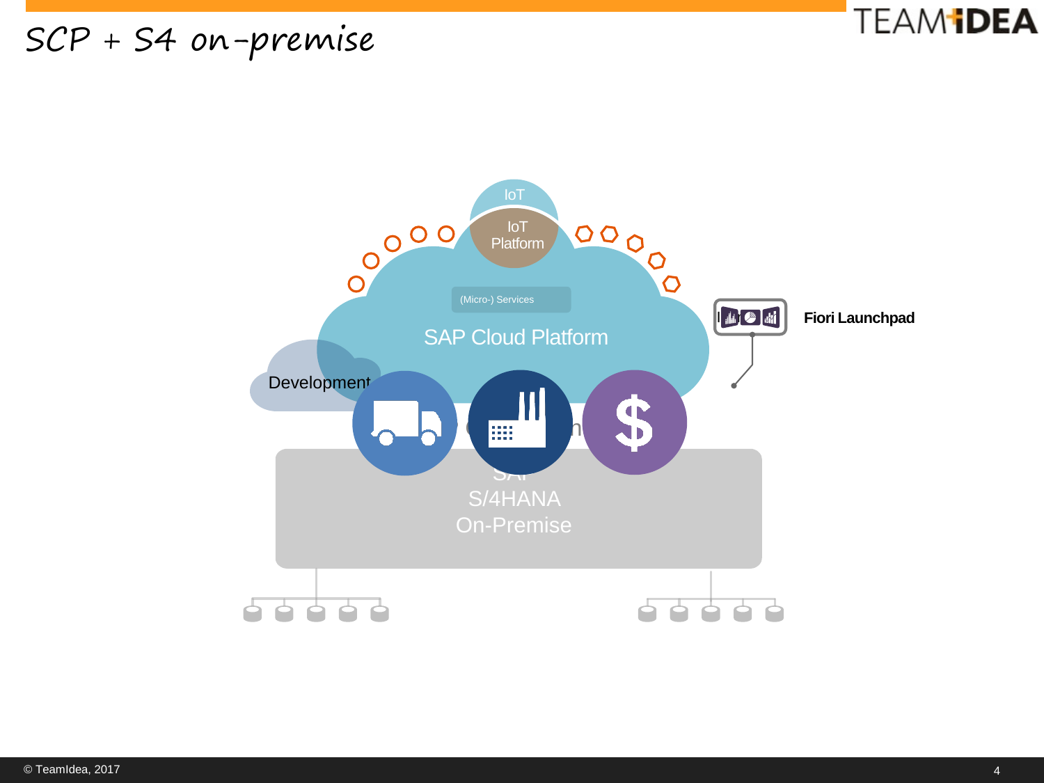# SCP + S4 on-premise

IoT

IoT Platform

(Micro-) Services

SAP Cloud Platform

Development

Fiori Launchpad

SAP S/4HANA On-Premise

© TeamIdea, 2017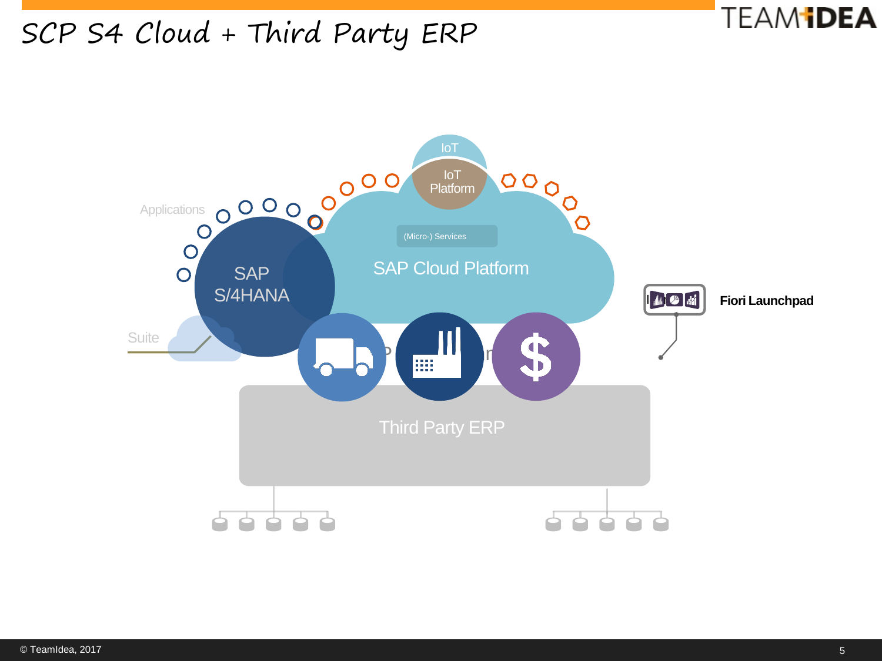# SCP S4 Cloud + Third Party ERP

Applications

SAP S/4HANA

Suite

IoT

IoT Platform

(Micro-) Services

SAP Cloud Platform

Third Party ERP

**Fiori Launchpad**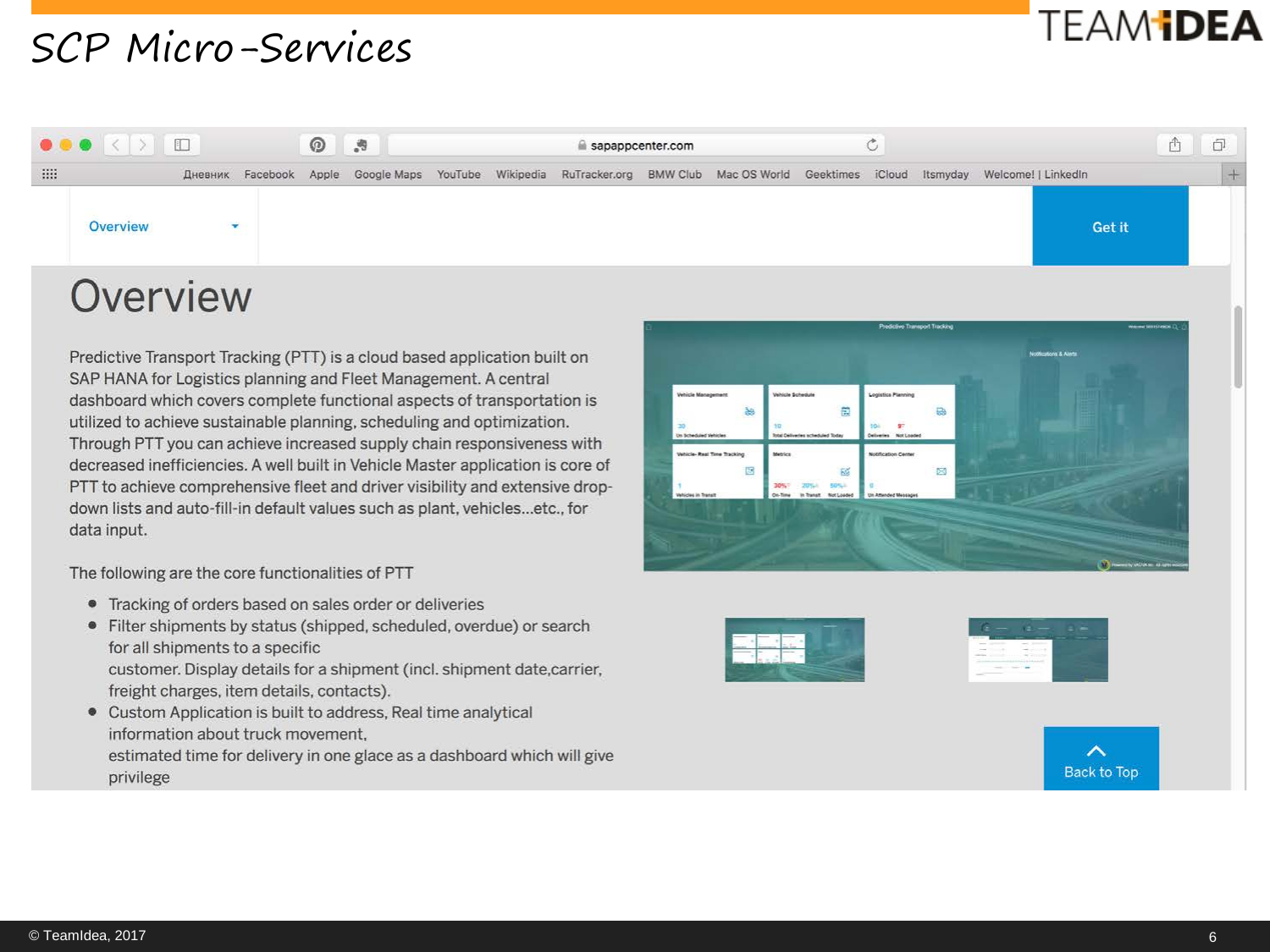# SCP Micro-Services

Overview

Get it

## Overview

Predictive Transport Tracking (PTT) is a cloud based application built on SAP HANA for Logistics planning and Fleet Management. A central dashboard which covers complete functional aspects of transportation is utilized to achieve sustainable planning, scheduling and optimization. Through PTT you can achieve increased supply chain responsiveness with decreased inefficiencies. A well built in Vehicle Master application is core of PTT to achieve comprehensive fleet and driver visibility and extensive drop-down lists and auto-fill-in default values such as plant, vehicles...etc., for data input.

The following are the core functionalities of PTT

- Tracking of orders based on sales order or deliveries
- Filter shipments by status (shipped, scheduled, overdue) or search for all shipments to a specific customer. Display details for a shipment (incl. shipment date,carrier, freight charges, item details, contacts).
- Custom Application is built to address, Real time analytical information about truck movement, estimated time for delivery in one glace as a dashboard which will give privilege

Back to Top

© TeamIdea, 2017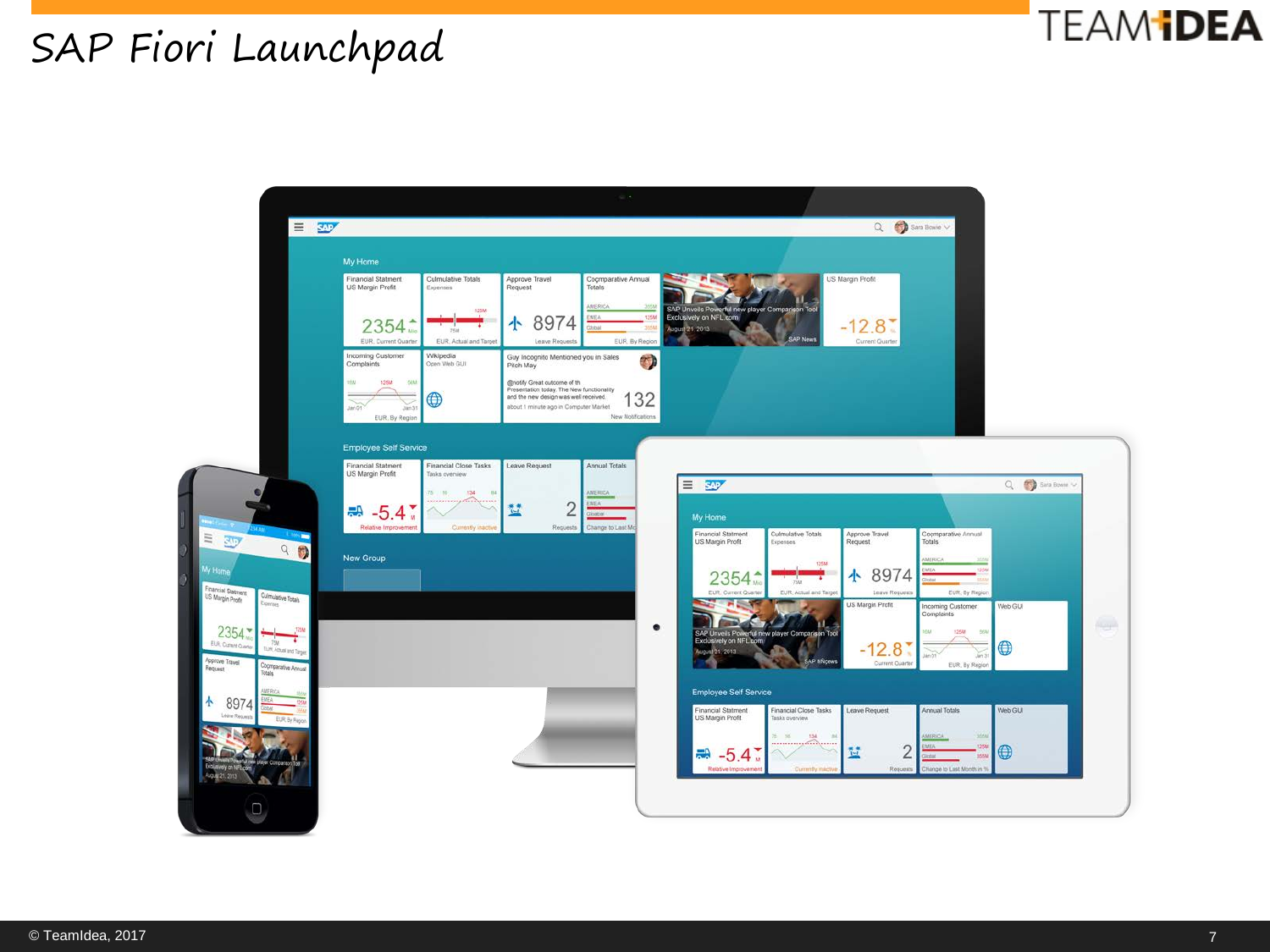# SAP Fiori Launchpad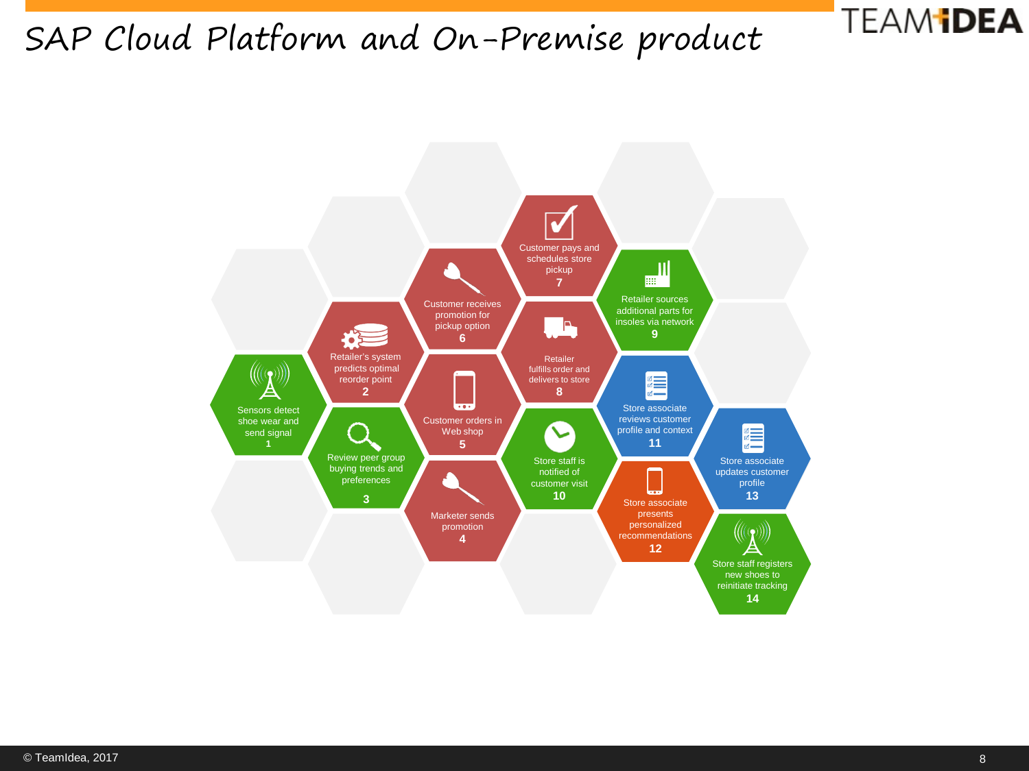# SAP Cloud Platform and On-Premise product

1. Sensors detect shoe wear and send signal
2. Retailer's system predicts optimal reorder point
3. Review peer group buying trends and preferences
4. Marketer sends promotion
5. Customer orders in Web shop
6. Customer receives promotion for pickup option
7. Customer pays and schedules store pickup
8. Retailer fulfills order and delivers to store
9. Retailer sources additional parts for insoles via network
10. Store staff is notified of customer visit
11. Store associate reviews customer profile and context
12. Store associate presents personalized recommendations
13. Store associate updates customer profile
14. Store staff registers new shoes to reinitiate tracking

© TeamIdea, 2017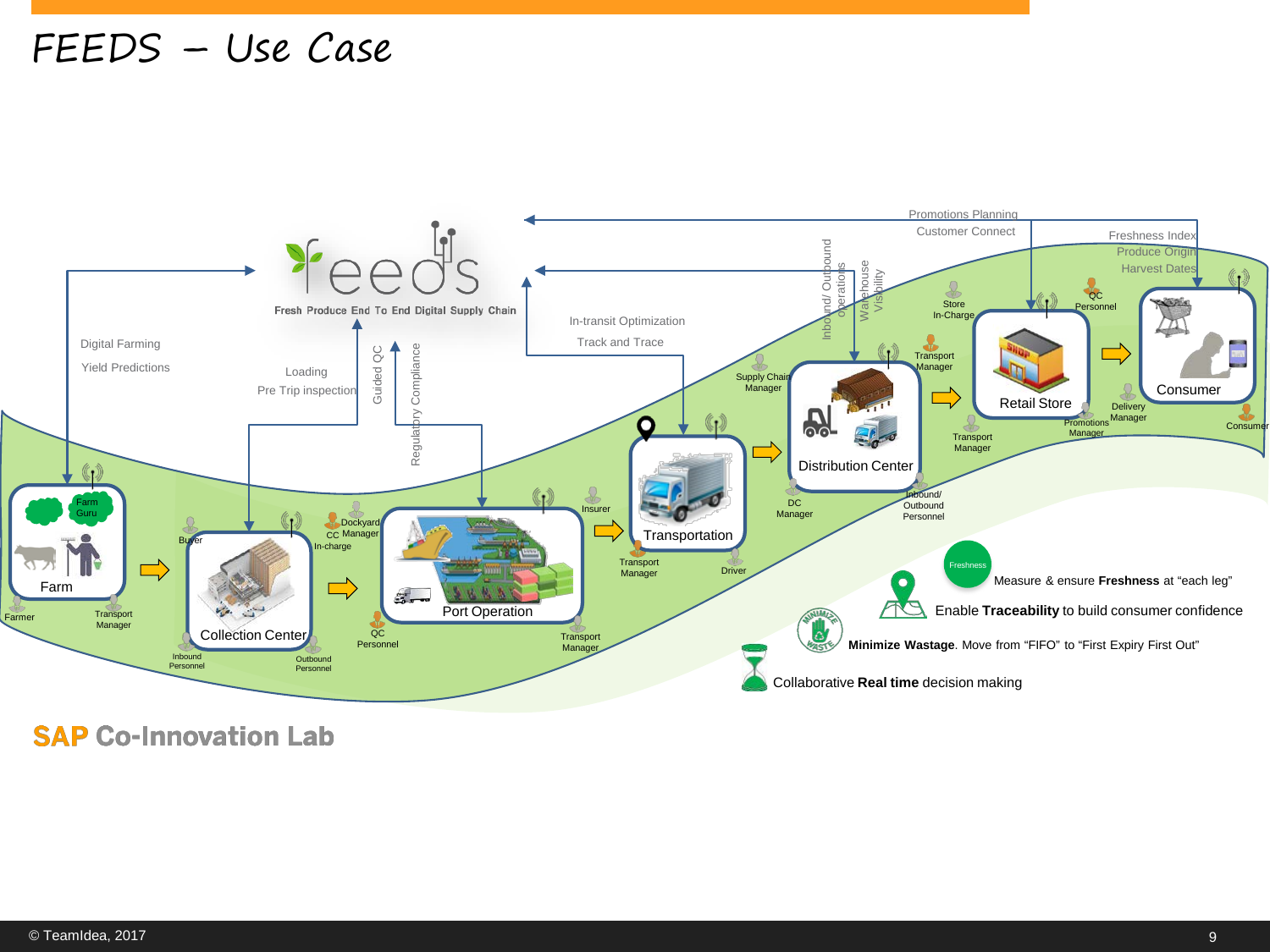# FEEDS – Use Case

feeds — Fresh Produce End To End Digital Supply Chain

Digital Farming
Yield Predictions

Loading
Pre Trip inspection

Guided QC

Regulatory Compliance

In-transit Optimization
Track and Trace

Inbound/ Outbound operations

Warehouse Visibility

Promotions Planning
Customer Connect

Freshness Index
Produce Origin
Harvest Dates

Farm Guru

Farm

Farmer

Transport Manager

Buyer

Collection Center

Inbound Personnel

Outbound Personnel

CC In-charge

Dockyard Manager

QC Personnel

Port Operation

Transport Manager

Insurer

Transportation

Transport Manager

Driver

Supply Chain Manager

Distribution Center

DC Manager

Inbound/ Outbound Personnel

Transport Manager

Store In-Charge

Retail Store

Transport Manager

QC Personnel

Promotions Manager

Delivery Manager

Consumer

Consumer

Freshness

Measure & ensure **Freshness** at "each leg"

Enable **Traceability** to build consumer confidence

**Minimize Wastage**. Move from "FIFO" to "First Expiry First Out"

Collaborative **Real time** decision making

SAP Co-Innovation Lab

© TeamIdea, 2017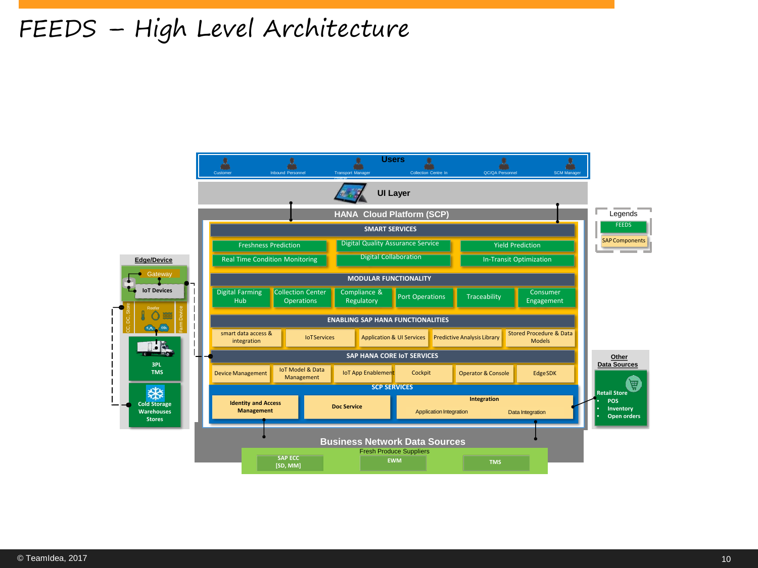# FEEDS – High Level Architecture

**Users**

Customer | Inbound Personnel | Transport Manager | Collection Centre In | QC/QA Personnel | SCM Manager

**UI Layer**

**HANA Cloud Platform (SCP)**

**SMART SERVICES**

- Freshness Prediction
- Digital Quality Assurance Service
- Yield Prediction
- Real Time Condition Monitoring
- Digital Collaboration
- In-Transit Optimization

**MODULAR FUNCTIONALITY**

- Digital Farming Hub
- Collection Center Operations
- Compliance & Regulatory
- Port Operations
- Traceability
- Consumer Engagement

**ENABLING SAP HANA FUNCTIONALITIES**

- smart data access & integration
- IoTServices
- Application & UI Services
- Predictive Analysis Library
- Stored Procedure & Data Models

**SAP HANA CORE IoT SERVICES**

- Device Management
- IoT Model & Data Management
- IoT App Enablement
- Cockpit
- Operator & Console
- EdgeSDK

**SCP SERVICES**

- Identity and Access Management
- Doc Service
- Integration
  - Application Integration
  - Data Integration

**Business Network Data Sources**

Fresh Produce Suppliers

- SAP ECC [SD, MM]
- EWM
- TMS

**Edge/Device**

- Gateway
- IoT Devices
- CC, DC, Store
- Reefer
- Farm Device
- 3PL TMS
- Cold Storage Warehouses Stores

**Legends**

- FEEDS
- SAP Components

**Other Data Sources**

Retail Store

- POS
- Inventory
- Open orders

© TeamIdea, 2017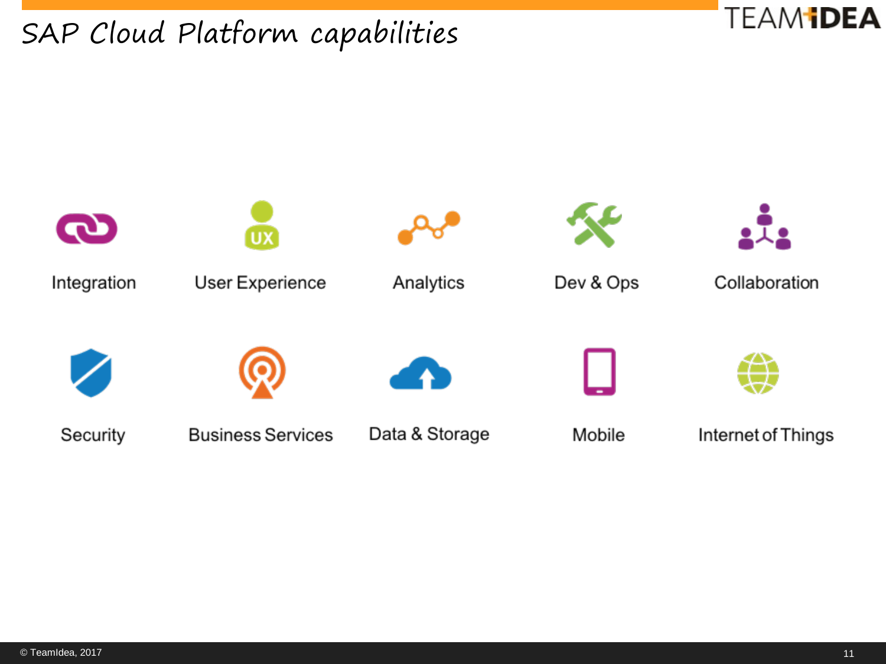# SAP Cloud Platform capabilities

- Integration
- User Experience
- Analytics
- Dev & Ops
- Collaboration
- Security
- Business Services
- Data & Storage
- Mobile
- Internet of Things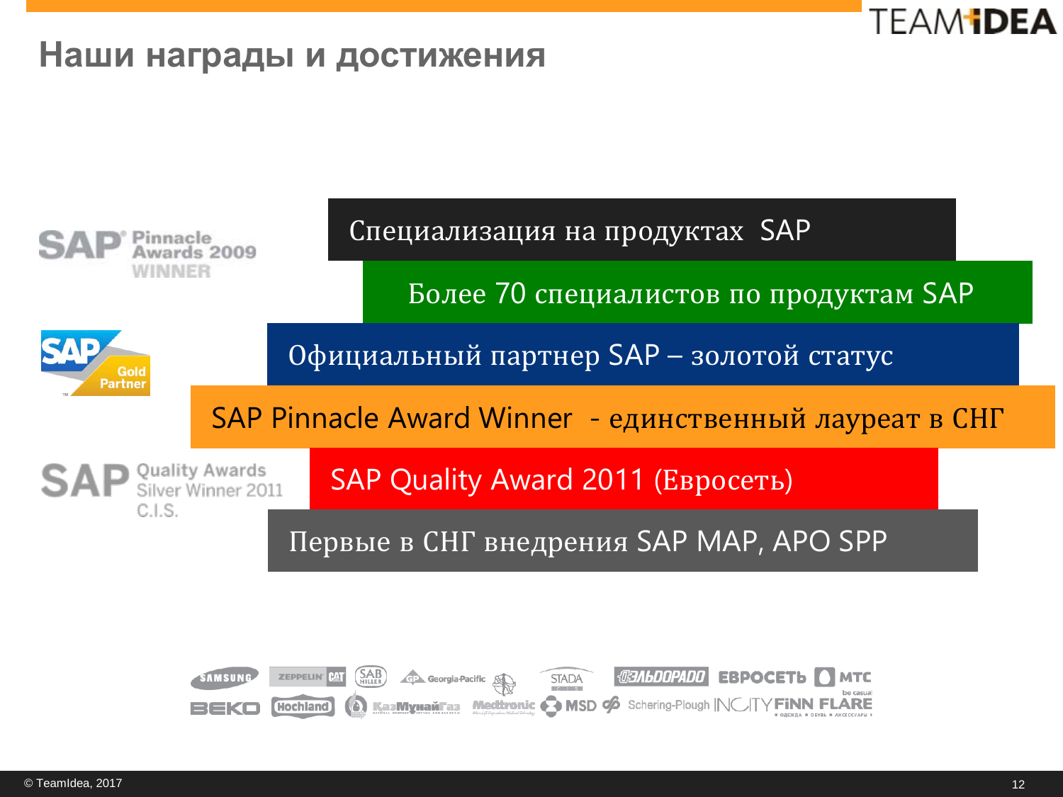## Наши награды и достижения

SAP Pinnacle Awards 2009 WINNER

SAP Gold Partner

SAP Quality Awards Silver Winner 2011 C.I.S.

- Специализация на продуктах SAP
- Более 70 специалистов по продуктам SAP
- Официальный партнер SAP – золотой статус
- SAP Pinnacle Award Winner - единственный лауреат в СНГ
- SAP Quality Award 2011 (Евросеть)
- Первые в СНГ внедрения SAP MAP, APO SPP

SAMSUNG, ZEPPELIN CAT, SAB MILLER, Georgia-Pacific, STADA, ЭЛЬДОРАДО, ЕВРОСЕТЬ, МТС, BEKO, Hochland, КазМунайГаз, Medtronic, MSD, Schering-Plough, INCITY, FiNN FLARE

© TeamIdea, 2017